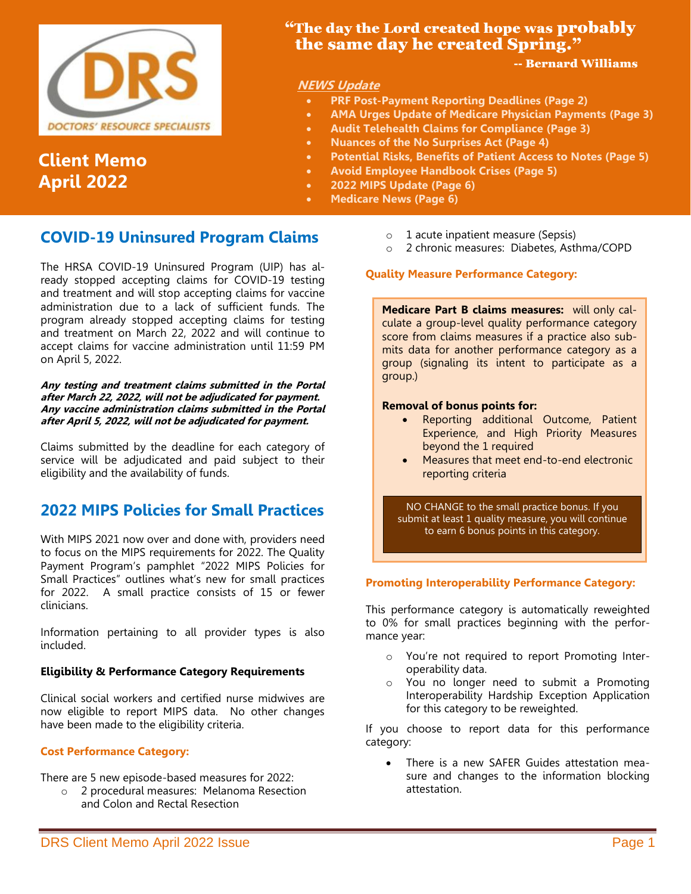DRS DOCTORS' RESOURCE SPECIALISTS

# Client Memo April 2022

"The day the Lord created hope was probably the same day he created Spring."

-- Bernard Williams

***NEWS Update***

- **PRF Post-Payment Reporting Deadlines (Page 2)**
- **AMA Urges Update of Medicare Physician Payments (Page 3)**
- **Audit Telehealth Claims for Compliance (Page 3)**
- **Nuances of the No Surprises Act (Page 4)**
- **Potential Risks, Benefits of Patient Access to Notes (Page 5)**
- **Avoid Employee Handbook Crises (Page 5)**
- **2022 MIPS Update (Page 6)**
- **Medicare News (Page 6)**

## COVID-19 Uninsured Program Claims

The HRSA COVID-19 Uninsured Program (UIP) has already stopped accepting claims for COVID-19 testing and treatment and will stop accepting claims for vaccine administration due to a lack of sufficient funds. The program already stopped accepting claims for testing and treatment on March 22, 2022 and will continue to accept claims for vaccine administration until 11:59 PM on April 5, 2022.

***Any testing and treatment claims submitted in the Portal after March 22, 2022, will not be adjudicated for payment. Any vaccine administration claims submitted in the Portal after April 5, 2022, will not be adjudicated for payment.***

Claims submitted by the deadline for each category of service will be adjudicated and paid subject to their eligibility and the availability of funds.

## 2022 MIPS Policies for Small Practices

With MIPS 2021 now over and done with, providers need to focus on the MIPS requirements for 2022. The Quality Payment Program's pamphlet "2022 MIPS Policies for Small Practices" outlines what's new for small practices for 2022. A small practice consists of 15 or fewer clinicians.

Information pertaining to all provider types is also included.

**Eligibility & Performance Category Requirements**

Clinical social workers and certified nurse midwives are now eligible to report MIPS data. No other changes have been made to the eligibility criteria.

**Cost Performance Category:**

There are 5 new episode-based measures for 2022:

- 2 procedural measures: Melanoma Resection and Colon and Rectal Resection
- 1 acute inpatient measure (Sepsis)
- 2 chronic measures: Diabetes, Asthma/COPD

**Quality Measure Performance Category:**

**Medicare Part B claims measures:** will only calculate a group-level quality performance category score from claims measures if a practice also submits data for another performance category as a group (signaling its intent to participate as a group.)

**Removal of bonus points for:**

- Reporting additional Outcome, Patient Experience, and High Priority Measures beyond the 1 required
- Measures that meet end-to-end electronic reporting criteria

NO CHANGE to the small practice bonus. If you submit at least 1 quality measure, you will continue to earn 6 bonus points in this category.

**Promoting Interoperability Performance Category:**

This performance category is automatically reweighted to 0% for small practices beginning with the performance year:

- You're not required to report Promoting Interoperability data.
- You no longer need to submit a Promoting Interoperability Hardship Exception Application for this category to be reweighted.

If you choose to report data for this performance category:

- There is a new SAFER Guides attestation measure and changes to the information blocking attestation.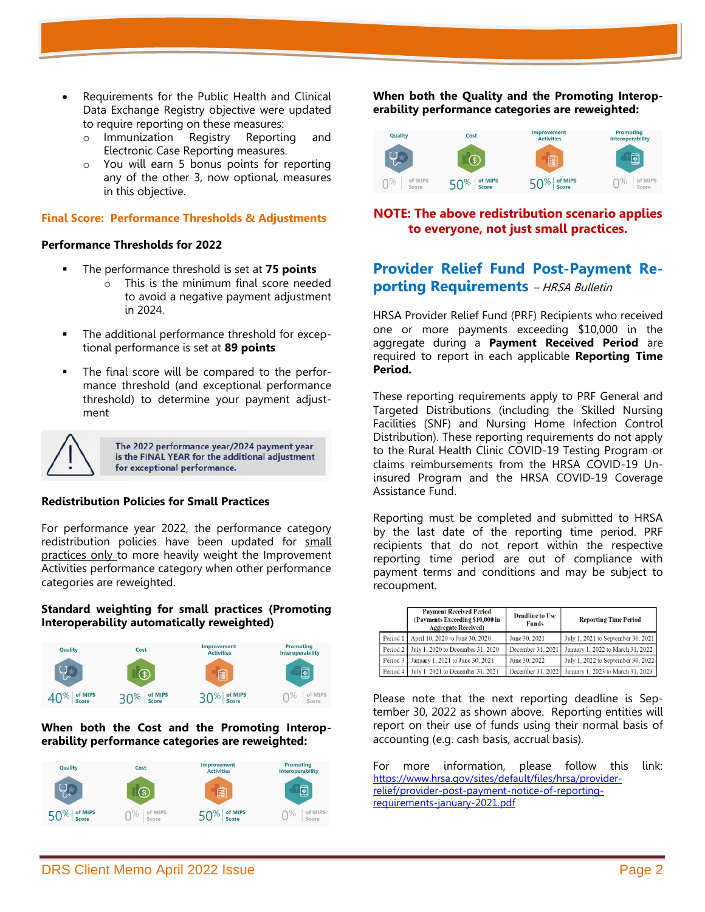- Requirements for the Public Health and Clinical Data Exchange Registry objective were updated to require reporting on these measures:
  - Immunization Registry Reporting and Electronic Case Reporting measures.
  - You will earn 5 bonus points for reporting any of the other 3, now optional, measures in this objective.

### Final Score: Performance Thresholds & Adjustments

**Performance Thresholds for 2022**

- The performance threshold is set at **75 points**
  - This is the minimum final score needed to avoid a negative payment adjustment in 2024.
- The additional performance threshold for exceptional performance is set at **89 points**
- The final score will be compared to the performance threshold (and exceptional performance threshold) to determine your payment adjustment

**The 2022 performance year/2024 payment year is the FINAL YEAR for the additional adjustment for exceptional performance.**

**Redistribution Policies for Small Practices**

For performance year 2022, the performance category redistribution policies have been updated for small practices only to more heavily weight the Improvement Activities performance category when other performance categories are reweighted.

**Standard weighting for small practices (Promoting Interoperability automatically reweighted)**

| Quality | Cost | Improvement Activities | Promoting Interoperability |
|---|---|---|---|
| 40% of MIPS Score | 30% of MIPS Score | 30% of MIPS Score | 0% of MIPS Score |

**When both the Cost and the Promoting Interoperability performance categories are reweighted:**

| Quality | Cost | Improvement Activities | Promoting Interoperability |
|---|---|---|---|
| 50% of MIPS Score | 0% of MIPS Score | 50% of MIPS Score | 0% of MIPS Score |

**When both the Quality and the Promoting Interoperability performance categories are reweighted:**

| Quality | Cost | Improvement Activities | Promoting Interoperability |
|---|---|---|---|
| 0% of MIPS Score | 50% of MIPS Score | 50% of MIPS Score | 0% of MIPS Score |

**NOTE: The above redistribution scenario applies to everyone, not just small practices.**

## Provider Relief Fund Post-Payment Reporting Requirements – *HRSA Bulletin*

HRSA Provider Relief Fund (PRF) Recipients who received one or more payments exceeding $10,000 in the aggregate during a **Payment Received Period** are required to report in each applicable **Reporting Time Period.**

These reporting requirements apply to PRF General and Targeted Distributions (including the Skilled Nursing Facilities (SNF) and Nursing Home Infection Control Distribution). These reporting requirements do not apply to the Rural Health Clinic COVID-19 Testing Program or claims reimbursements from the HRSA COVID-19 Uninsured Program and the HRSA COVID-19 Coverage Assistance Fund.

Reporting must be completed and submitted to HRSA by the last date of the reporting time period. PRF recipients that do not report within the respective reporting time period are out of compliance with payment terms and conditions and may be subject to recoupment.

| | Payment Received Period (Payments Exceeding $10,000 in Aggregate Received) | Deadline to Use Funds | Reporting Time Period |
|---|---|---|---|
| Period 1 | April 10, 2020 to June 30, 2020 | June 30, 2021 | July 1, 2021 to September 30, 2021 |
| Period 2 | July 1, 2020 to December 31, 2020 | December 31, 2021 | January 1, 2022 to March 31, 2022 |
| Period 3 | January 1, 2021 to June 30, 2021 | June 30, 2022 | July 1, 2022 to September 30, 2022 |
| Period 4 | July 1, 2021 to December 31, 2021 | December 31, 2022 | January 1, 2023 to March 31, 2023 |

Please note that the next reporting deadline is September 30, 2022 as shown above. Reporting entities will report on their use of funds using their normal basis of accounting (e.g. cash basis, accrual basis).

For more information, please follow this link: https://www.hrsa.gov/sites/default/files/hrsa/provider-relief/provider-post-payment-notice-of-reporting-requirements-january-2021.pdf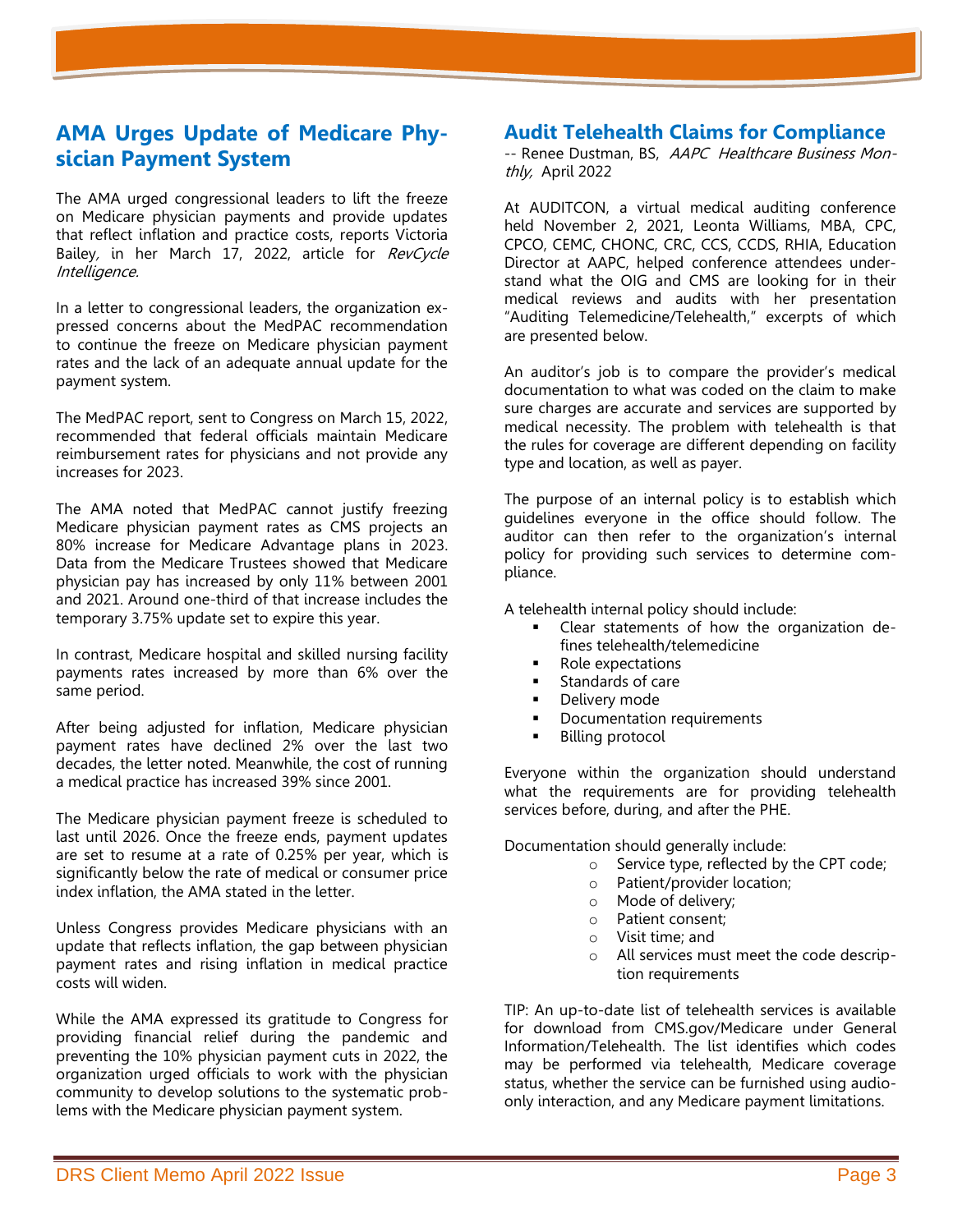## AMA Urges Update of Medicare Physician Payment System

The AMA urged congressional leaders to lift the freeze on Medicare physician payments and provide updates that reflect inflation and practice costs, reports Victoria Bailey, in her March 17, 2022, article for *RevCycle Intelligence.*

In a letter to congressional leaders, the organization expressed concerns about the MedPAC recommendation to continue the freeze on Medicare physician payment rates and the lack of an adequate annual update for the payment system.

The MedPAC report, sent to Congress on March 15, 2022, recommended that federal officials maintain Medicare reimbursement rates for physicians and not provide any increases for 2023.

The AMA noted that MedPAC cannot justify freezing Medicare physician payment rates as CMS projects an 80% increase for Medicare Advantage plans in 2023. Data from the Medicare Trustees showed that Medicare physician pay has increased by only 11% between 2001 and 2021. Around one-third of that increase includes the temporary 3.75% update set to expire this year.

In contrast, Medicare hospital and skilled nursing facility payments rates increased by more than 6% over the same period.

After being adjusted for inflation, Medicare physician payment rates have declined 2% over the last two decades, the letter noted. Meanwhile, the cost of running a medical practice has increased 39% since 2001.

The Medicare physician payment freeze is scheduled to last until 2026. Once the freeze ends, payment updates are set to resume at a rate of 0.25% per year, which is significantly below the rate of medical or consumer price index inflation, the AMA stated in the letter.

Unless Congress provides Medicare physicians with an update that reflects inflation, the gap between physician payment rates and rising inflation in medical practice costs will widen.

While the AMA expressed its gratitude to Congress for providing financial relief during the pandemic and preventing the 10% physician payment cuts in 2022, the organization urged officials to work with the physician community to develop solutions to the systematic problems with the Medicare physician payment system.

## Audit Telehealth Claims for Compliance

-- Renee Dustman, BS, *AAPC Healthcare Business Monthly,* April 2022

At AUDITCON, a virtual medical auditing conference held November 2, 2021, Leonta Williams, MBA, CPC, CPCO, CEMC, CHONC, CRC, CCS, CCDS, RHIA, Education Director at AAPC, helped conference attendees understand what the OIG and CMS are looking for in their medical reviews and audits with her presentation "Auditing Telemedicine/Telehealth," excerpts of which are presented below.

An auditor's job is to compare the provider's medical documentation to what was coded on the claim to make sure charges are accurate and services are supported by medical necessity. The problem with telehealth is that the rules for coverage are different depending on facility type and location, as well as payer.

The purpose of an internal policy is to establish which guidelines everyone in the office should follow. The auditor can then refer to the organization's internal policy for providing such services to determine compliance.

A telehealth internal policy should include:

- Clear statements of how the organization defines telehealth/telemedicine
- Role expectations
- Standards of care
- Delivery mode
- Documentation requirements
- Billing protocol

Everyone within the organization should understand what the requirements are for providing telehealth services before, during, and after the PHE.

Documentation should generally include:

- Service type, reflected by the CPT code;
- Patient/provider location;
- Mode of delivery;
- Patient consent;
- Visit time; and
- All services must meet the code description requirements

TIP: An up-to-date list of telehealth services is available for download from CMS.gov/Medicare under General Information/Telehealth. The list identifies which codes may be performed via telehealth, Medicare coverage status, whether the service can be furnished using audio-only interaction, and any Medicare payment limitations.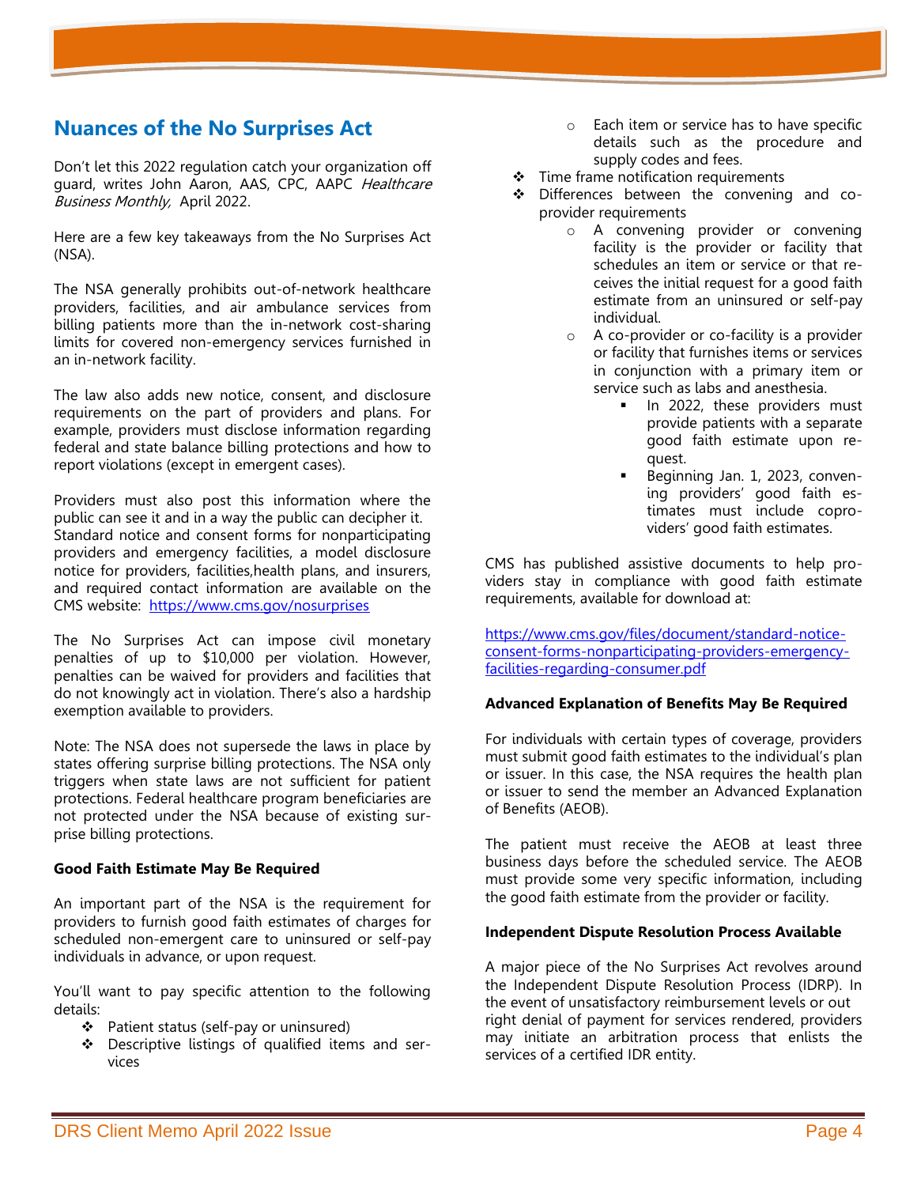## Nuances of the No Surprises Act

Don't let this 2022 regulation catch your organization off guard, writes John Aaron, AAS, CPC, AAPC *Healthcare Business Monthly,* April 2022.

Here are a few key takeaways from the No Surprises Act (NSA).

The NSA generally prohibits out-of-network healthcare providers, facilities, and air ambulance services from billing patients more than the in-network cost-sharing limits for covered non-emergency services furnished in an in-network facility.

The law also adds new notice, consent, and disclosure requirements on the part of providers and plans. For example, providers must disclose information regarding federal and state balance billing protections and how to report violations (except in emergent cases).

Providers must also post this information where the public can see it and in a way the public can decipher it. Standard notice and consent forms for nonparticipating providers and emergency facilities, a model disclosure notice for providers, facilities,health plans, and insurers, and required contact information are available on the CMS website: https://www.cms.gov/nosurprises

The No Surprises Act can impose civil monetary penalties of up to $10,000 per violation. However, penalties can be waived for providers and facilities that do not knowingly act in violation. There's also a hardship exemption available to providers.

Note: The NSA does not supersede the laws in place by states offering surprise billing protections. The NSA only triggers when state laws are not sufficient for patient protections. Federal healthcare program beneficiaries are not protected under the NSA because of existing surprise billing protections.

**Good Faith Estimate May Be Required**

An important part of the NSA is the requirement for providers to furnish good faith estimates of charges for scheduled non-emergent care to uninsured or self-pay individuals in advance, or upon request.

You'll want to pay specific attention to the following details:

- Patient status (self-pay or uninsured)
- Descriptive listings of qualified items and services
  - Each item or service has to have specific details such as the procedure and supply codes and fees.
- Time frame notification requirements
- Differences between the convening and co-provider requirements
  - A convening provider or convening facility is the provider or facility that schedules an item or service or that receives the initial request for a good faith estimate from an uninsured or self-pay individual.
  - A co-provider or co-facility is a provider or facility that furnishes items or services in conjunction with a primary item or service such as labs and anesthesia.
    - In 2022, these providers must provide patients with a separate good faith estimate upon request.
    - Beginning Jan. 1, 2023, convening providers' good faith estimates must include coproviders' good faith estimates.

CMS has published assistive documents to help providers stay in compliance with good faith estimate requirements, available for download at:

https://www.cms.gov/files/document/standard-notice-consent-forms-nonparticipating-providers-emergency-facilities-regarding-consumer.pdf

**Advanced Explanation of Benefits May Be Required**

For individuals with certain types of coverage, providers must submit good faith estimates to the individual's plan or issuer. In this case, the NSA requires the health plan or issuer to send the member an Advanced Explanation of Benefits (AEOB).

The patient must receive the AEOB at least three business days before the scheduled service. The AEOB must provide some very specific information, including the good faith estimate from the provider or facility.

**Independent Dispute Resolution Process Available**

A major piece of the No Surprises Act revolves around the Independent Dispute Resolution Process (IDRP). In the event of unsatisfactory reimbursement levels or out right denial of payment for services rendered, providers may initiate an arbitration process that enlists the services of a certified IDR entity.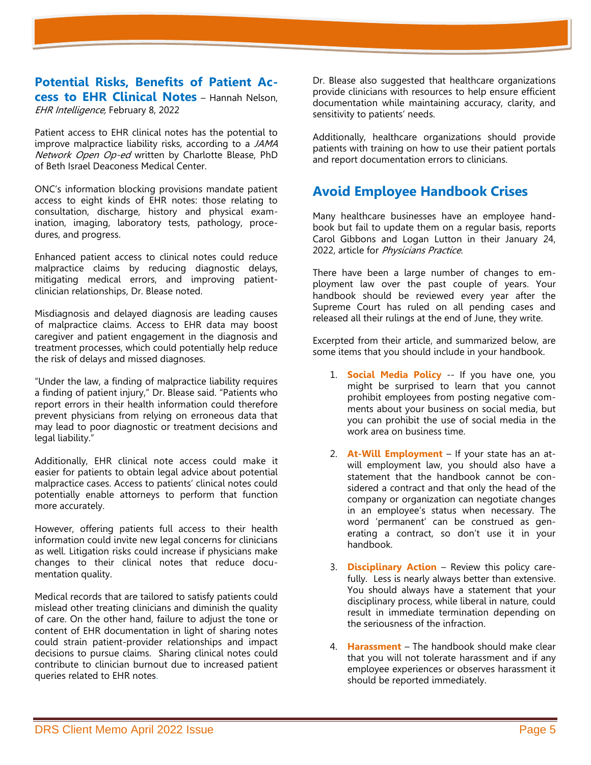## Potential Risks, Benefits of Patient Access to EHR Clinical Notes

– Hannah Nelson, *EHR Intelligence,* February 8, 2022

Patient access to EHR clinical notes has the potential to improve malpractice liability risks, according to a *JAMA Network Open Op-ed* written by Charlotte Blease, PhD of Beth Israel Deaconess Medical Center.

ONC's information blocking provisions mandate patient access to eight kinds of EHR notes: those relating to consultation, discharge, history and physical examination, imaging, laboratory tests, pathology, procedures, and progress.

Enhanced patient access to clinical notes could reduce malpractice claims by reducing diagnostic delays, mitigating medical errors, and improving patient-clinician relationships, Dr. Blease noted.

Misdiagnosis and delayed diagnosis are leading causes of malpractice claims. Access to EHR data may boost caregiver and patient engagement in the diagnosis and treatment processes, which could potentially help reduce the risk of delays and missed diagnoses.

"Under the law, a finding of malpractice liability requires a finding of patient injury," Dr. Blease said. "Patients who report errors in their health information could therefore prevent physicians from relying on erroneous data that may lead to poor diagnostic or treatment decisions and legal liability."

Additionally, EHR clinical note access could make it easier for patients to obtain legal advice about potential malpractice cases. Access to patients' clinical notes could potentially enable attorneys to perform that function more accurately.

However, offering patients full access to their health information could invite new legal concerns for clinicians as well. Litigation risks could increase if physicians make changes to their clinical notes that reduce documentation quality.

Medical records that are tailored to satisfy patients could mislead other treating clinicians and diminish the quality of care. On the other hand, failure to adjust the tone or content of EHR documentation in light of sharing notes could strain patient-provider relationships and impact decisions to pursue claims. Sharing clinical notes could contribute to clinician burnout due to increased patient queries related to EHR notes.

Dr. Blease also suggested that healthcare organizations provide clinicians with resources to help ensure efficient documentation while maintaining accuracy, clarity, and sensitivity to patients' needs.

Additionally, healthcare organizations should provide patients with training on how to use their patient portals and report documentation errors to clinicians.

## Avoid Employee Handbook Crises

Many healthcare businesses have an employee handbook but fail to update them on a regular basis, reports Carol Gibbons and Logan Lutton in their January 24, 2022, article for *Physicians Practice*.

There have been a large number of changes to employment law over the past couple of years. Your handbook should be reviewed every year after the Supreme Court has ruled on all pending cases and released all their rulings at the end of June, they write.

Excerpted from their article, and summarized below, are some items that you should include in your handbook.

1. **Social Media Policy** -- If you have one, you might be surprised to learn that you cannot prohibit employees from posting negative comments about your business on social media, but you can prohibit the use of social media in the work area on business time.

2. **At-Will Employment** – If your state has an at-will employment law, you should also have a statement that the handbook cannot be considered a contract and that only the head of the company or organization can negotiate changes in an employee's status when necessary. The word 'permanent' can be construed as generating a contract, so don't use it in your handbook.

3. **Disciplinary Action** – Review this policy carefully. Less is nearly always better than extensive. You should always have a statement that your disciplinary process, while liberal in nature, could result in immediate termination depending on the seriousness of the infraction.

4. **Harassment** – The handbook should make clear that you will not tolerate harassment and if any employee experiences or observes harassment it should be reported immediately.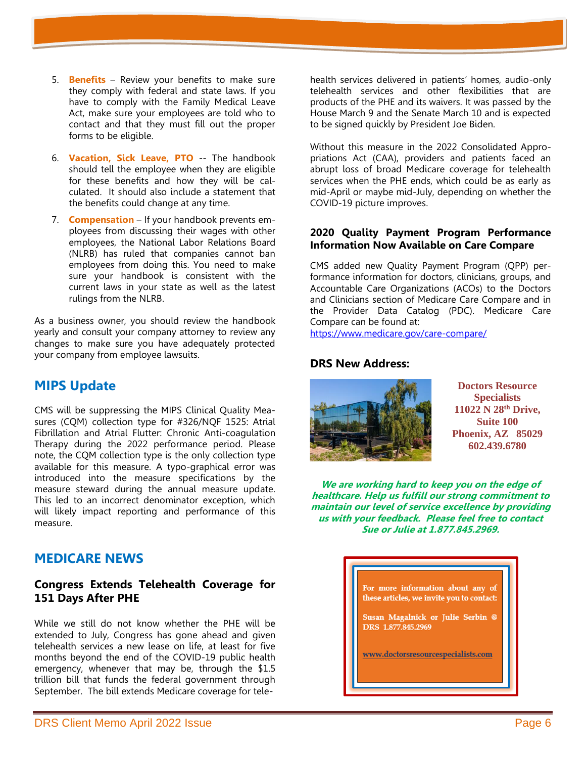5. **Benefits** – Review your benefits to make sure they comply with federal and state laws. If you have to comply with the Family Medical Leave Act, make sure your employees are told who to contact and that they must fill out the proper forms to be eligible.

6. **Vacation, Sick Leave, PTO** -- The handbook should tell the employee when they are eligible for these benefits and how they will be calculated. It should also include a statement that the benefits could change at any time.

7. **Compensation** – If your handbook prevents employees from discussing their wages with other employees, the National Labor Relations Board (NLRB) has ruled that companies cannot ban employees from doing this. You need to make sure your handbook is consistent with the current laws in your state as well as the latest rulings from the NLRB.

As a business owner, you should review the handbook yearly and consult your company attorney to review any changes to make sure you have adequately protected your company from employee lawsuits.

## MIPS Update

CMS will be suppressing the MIPS Clinical Quality Measures (CQM) collection type for #326/NQF 1525: Atrial Fibrillation and Atrial Flutter: Chronic Anti-coagulation Therapy during the 2022 performance period. Please note, the CQM collection type is the only collection type available for this measure. A typo-graphical error was introduced into the measure specifications by the measure steward during the annual measure update. This led to an incorrect denominator exception, which will likely impact reporting and performance of this measure.

## MEDICARE NEWS

### Congress Extends Telehealth Coverage for 151 Days After PHE

While we still do not know whether the PHE will be extended to July, Congress has gone ahead and given telehealth services a new lease on life, at least for five months beyond the end of the COVID-19 public health emergency, whenever that may be, through the $1.5 trillion bill that funds the federal government through September. The bill extends Medicare coverage for telehealth services delivered in patients' homes, audio-only telehealth services and other flexibilities that are products of the PHE and its waivers. It was passed by the House March 9 and the Senate March 10 and is expected to be signed quickly by President Joe Biden.

Without this measure in the 2022 Consolidated Appropriations Act (CAA), providers and patients faced an abrupt loss of broad Medicare coverage for telehealth services when the PHE ends, which could be as early as mid-April or maybe mid-July, depending on whether the COVID-19 picture improves.

### 2020 Quality Payment Program Performance Information Now Available on Care Compare

CMS added new Quality Payment Program (QPP) performance information for doctors, clinicians, groups, and Accountable Care Organizations (ACOs) to the Doctors and Clinicians section of Medicare Care Compare and in the Provider Data Catalog (PDC). Medicare Care Compare can be found at:
https://www.medicare.gov/care-compare/

### DRS New Address:

**Doctors Resource Specialists**
**11022 N 28th Drive, Suite 100**
**Phoenix, AZ 85029**
**602.439.6780**

***We are working hard to keep you on the edge of healthcare. Help us fulfill our strong commitment to maintain our level of service excellence by providing us with your feedback. Please feel free to contact Sue or Julie at 1.877.845.2969.***

For more information about any of these articles, we invite you to contact:

Susan Magalnick or Julie Serbin @ DRS 1.877.845.2969

www.doctorsresourcespecialists.com